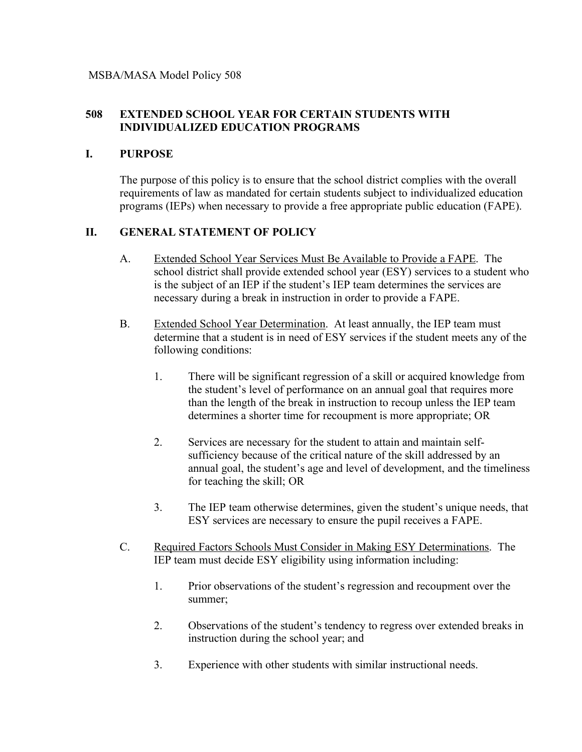MSBA/MASA Model Policy 508

# 508 EXTENDED SCHOOL YEAR FOR CERTAIN STUDENTS WITH INDIVIDUALIZED EDUCATION PROGRAMS

## I. PURPOSE

The purpose of this policy is to ensure that the school district complies with the overall requirements of law as mandated for certain students subject to individualized education programs (IEPs) when necessary to provide a free appropriate public education (FAPE).

## II. GENERAL STATEMENT OF POLICY

A. Extended School Year Services Must Be Available to Provide a FAPE. The school district shall provide extended school year (ESY) services to a student who is the subject of an IEP if the student's IEP team determines the services are necessary during a break in instruction in order to provide a FAPE.

B. Extended School Year Determination. At least annually, the IEP team must determine that a student is in need of ESY services if the student meets any of the following conditions:

1. There will be significant regression of a skill or acquired knowledge from the student's level of performance on an annual goal that requires more than the length of the break in instruction to recoup unless the IEP team determines a shorter time for recoupment is more appropriate; OR

2. Services are necessary for the student to attain and maintain self-sufficiency because of the critical nature of the skill addressed by an annual goal, the student's age and level of development, and the timeliness for teaching the skill; OR

3. The IEP team otherwise determines, given the student's unique needs, that ESY services are necessary to ensure the pupil receives a FAPE.

C. Required Factors Schools Must Consider in Making ESY Determinations. The IEP team must decide ESY eligibility using information including:

1. Prior observations of the student's regression and recoupment over the summer;

2. Observations of the student's tendency to regress over extended breaks in instruction during the school year; and

3. Experience with other students with similar instructional needs.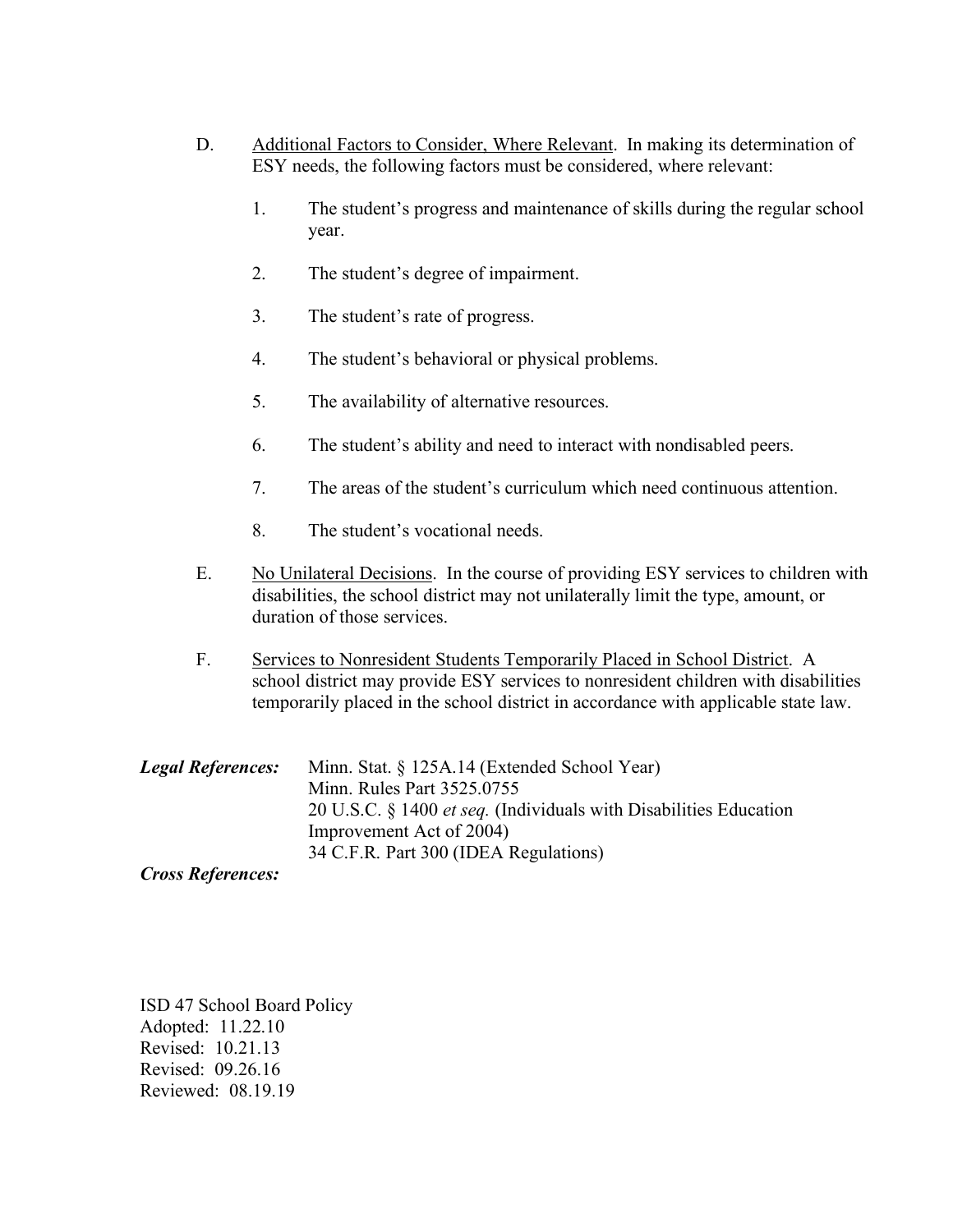D. Additional Factors to Consider, Where Relevant. In making its determination of ESY needs, the following factors must be considered, where relevant:

1. The student's progress and maintenance of skills during the regular school year.

2. The student's degree of impairment.

3. The student's rate of progress.

4. The student's behavioral or physical problems.

5. The availability of alternative resources.

6. The student's ability and need to interact with nondisabled peers.

7. The areas of the student's curriculum which need continuous attention.

8. The student's vocational needs.

E. No Unilateral Decisions. In the course of providing ESY services to children with disabilities, the school district may not unilaterally limit the type, amount, or duration of those services.

F. Services to Nonresident Students Temporarily Placed in School District. A school district may provide ESY services to nonresident children with disabilities temporarily placed in the school district in accordance with applicable state law.

***Legal References:*** Minn. Stat. § 125A.14 (Extended School Year)
Minn. Rules Part 3525.0755
20 U.S.C. § 1400 *et seq.* (Individuals with Disabilities Education Improvement Act of 2004)
34 C.F.R. Part 300 (IDEA Regulations)

***Cross References:***

ISD 47 School Board Policy
Adopted: 11.22.10
Revised: 10.21.13
Revised: 09.26.16
Reviewed: 08.19.19